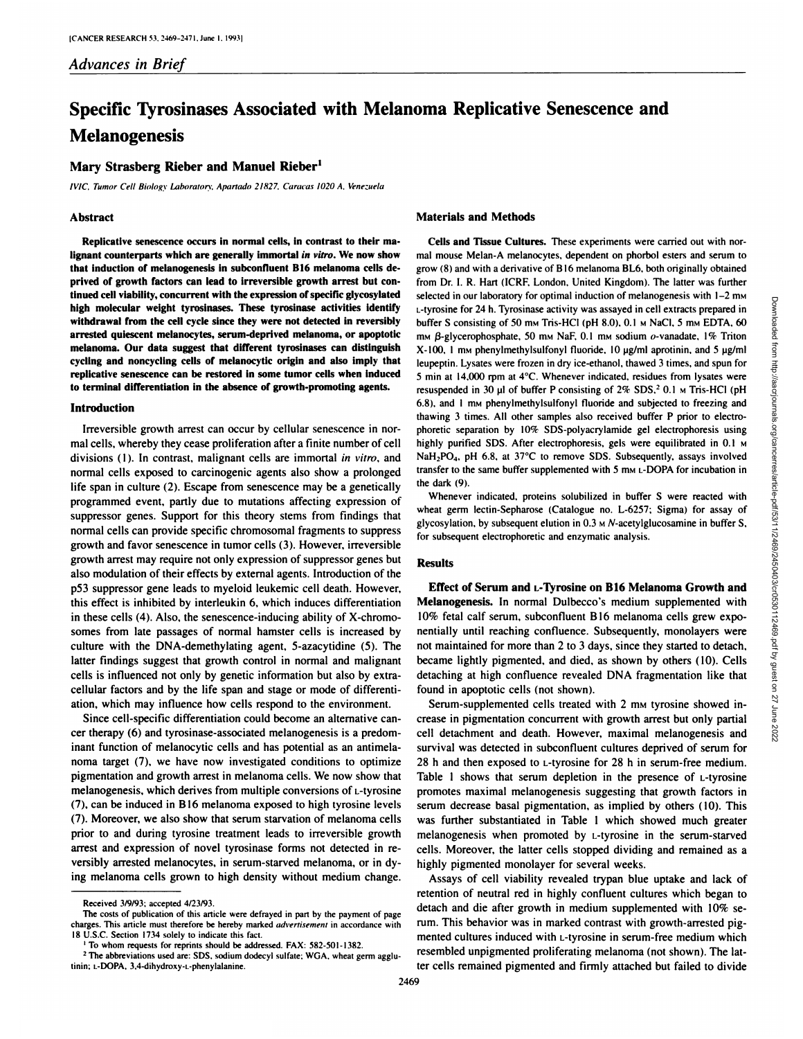*Advances in Brief*

# Specific Tyrosinases Associated with Melanoma Replicative Senescence and Melanogenesis

## Mary Strasberg Rieber and Manuel Rieber[1]

IVIC, Tumor Cell Biology Laboratory, Apartado 21827, Caracas 1020 A, Venezuela

### Abstract

**Replicative senescence occurs in normal cells, in contrast to their malignant counterparts which are generally immortal *in vitro*. We now show that induction of melanogenesis in subconfluent B16 melanoma cells deprived of growth factors can lead to irreversible growth arrest but continued cell viability, concurrent with the expression of specific glycosylated high molecular weight tyrosinases. These tyrosinase activities identify withdrawal from the cell cycle since they were not detected in reversibly arrested quiescent melanocytes, serum-deprived melanoma, or apoptotic melanoma. Our data suggest that different tyrosinases can distinguish cycling and noncycling cells of melanocytic origin and also imply that replicative senescence can be restored in some tumor cells when induced to terminal differentiation in the absence of growth-promoting agents.**

### Introduction

Irreversible growth arrest can occur by cellular senescence in normal cells, whereby they cease proliferation after a finite number of cell divisions (1). In contrast, malignant cells are immortal *in vitro*, and normal cells exposed to carcinogenic agents also show a prolonged life span in culture (2). Escape from senescence may be a genetically programmed event, partly due to mutations affecting expression of suppressor genes. Support for this theory stems from findings that normal cells can provide specific chromosomal fragments to suppress growth and favor senescence in tumor cells (3). However, irreversible growth arrest may require not only expression of suppressor genes but also modulation of their effects by external agents. Introduction of the p53 suppressor gene leads to myeloid leukemic cell death. However, this effect is inhibited by interleukin 6, which induces differentiation in these cells (4). Also, the senescence-inducing ability of X-chromosomes from late passages of normal hamster cells is increased by culture with the DNA-demethylating agent, 5-azacytidine (5). The latter findings suggest that growth control in normal and malignant cells is influenced not only by genetic information but also by extracellular factors and by the life span and stage or mode of differentiation, which may influence how cells respond to the environment.

Since cell-specific differentiation could become an alternative cancer therapy (6) and tyrosinase-associated melanogenesis is a predominant function of melanocytic cells and has potential as an antimelanoma target (7), we have now investigated conditions to optimize pigmentation and growth arrest in melanoma cells. We now show that melanogenesis, which derives from multiple conversions of L-tyrosine (7), can be induced in B16 melanoma exposed to high tyrosine levels (7). Moreover, we also show that serum starvation of melanoma cells prior to and during tyrosine treatment leads to irreversible growth arrest and expression of novel tyrosinase forms not detected in reversibly arrested melanocytes, in serum-starved melanoma, or in dying melanoma cells grown to high density without medium change.

Received 3/9/93; accepted 4/23/93.

The costs of publication of this article were defrayed in part by the payment of page charges. This article must therefore be hereby marked *advertisement* in accordance with 18 U.S.C. Section 1734 solely to indicate this fact.

[1] To whom requests for reprints should be addressed. FAX: 582-501-1382.

[2] The abbreviations used are: SDS, sodium dodecyl sulfate; WGA, wheat germ agglutinin; L-DOPA, 3,4-dihydroxy-L-phenylalanine.

### Materials and Methods

**Cells and Tissue Cultures.** These experiments were carried out with normal mouse Melan-A melanocytes, dependent on phorbol esters and serum to grow (8) and with a derivative of B16 melanoma BL6, both originally obtained from Dr. I. R. Hart (ICRF, London, United Kingdom). The latter was further selected in our laboratory for optimal induction of melanogenesis with 1–2 mM L-tyrosine for 24 h. Tyrosinase activity was assayed in cell extracts prepared in buffer S consisting of 50 mM Tris-HCl (pH 8.0), 0.1 M NaCl, 5 mM EDTA, 60 mM β-glycerophosphate, 50 mM NaF, 0.1 mM sodium *o*-vanadate, 1% Triton X-100, 1 mM phenylmethylsulfonyl fluoride, 10 μg/ml aprotinin, and 5 μg/ml leupeptin. Lysates were frozen in dry ice-ethanol, thawed 3 times, and spun for 5 min at 14,000 rpm at 4°C. Whenever indicated, residues from lysates were resuspended in 30 μl of buffer P consisting of 2% SDS,[2] 0.1 M Tris-HCl (pH 6.8), and 1 mM phenylmethylsulfonyl fluoride and subjected to freezing and thawing 3 times. All other samples also received buffer P prior to electrophoretic separation by 10% SDS-polyacrylamide gel electrophoresis using highly purified SDS. After electrophoresis, gels were equilibrated in 0.1 M $NaH_2PO_4$, pH 6.8, at 37°C to remove SDS. Subsequently, assays involved transfer to the same buffer supplemented with 5 mM L-DOPA for incubation in the dark (9).

Whenever indicated, proteins solubilized in buffer S were reacted with wheat germ lectin-Sepharose (Catalogue no. L-6257; Sigma) for assay of glycosylation, by subsequent elution in 0.3 M *N*-acetylglucosamine in buffer S, for subsequent electrophoretic and enzymatic analysis.

### Results

**Effect of Serum and L-Tyrosine on B16 Melanoma Growth and Melanogenesis.** In normal Dulbecco's medium supplemented with 10% fetal calf serum, subconfluent B16 melanoma cells grew exponentially until reaching confluence. Subsequently, monolayers were not maintained for more than 2 to 3 days, since they started to detach, became lightly pigmented, and died, as shown by others (10). Cells detaching at high confluence revealed DNA fragmentation like that found in apoptotic cells (not shown).

Serum-supplemented cells treated with 2 mM tyrosine showed increase in pigmentation concurrent with growth arrest but only partial cell detachment and death. However, maximal melanogenesis and survival was detected in subconfluent cultures deprived of serum for 28 h and then exposed to L-tyrosine for 28 h in serum-free medium. Table 1 shows that serum depletion in the presence of L-tyrosine promotes maximal melanogenesis suggesting that growth factors in serum decrease basal pigmentation, as implied by others (10). This was further substantiated in Table 1 which showed much greater melanogenesis when promoted by L-tyrosine in the serum-starved cells. Moreover, the latter cells stopped dividing and remained as a highly pigmented monolayer for several weeks.

Assays of cell viability revealed trypan blue uptake and lack of retention of neutral red in highly confluent cultures which began to detach and die after growth in medium supplemented with 10% serum. This behavior was in marked contrast with growth-arrested pigmented cultures induced with L-tyrosine in serum-free medium which resembled unpigmented proliferating melanoma (not shown). The latter cells remained pigmented and firmly attached but failed to divide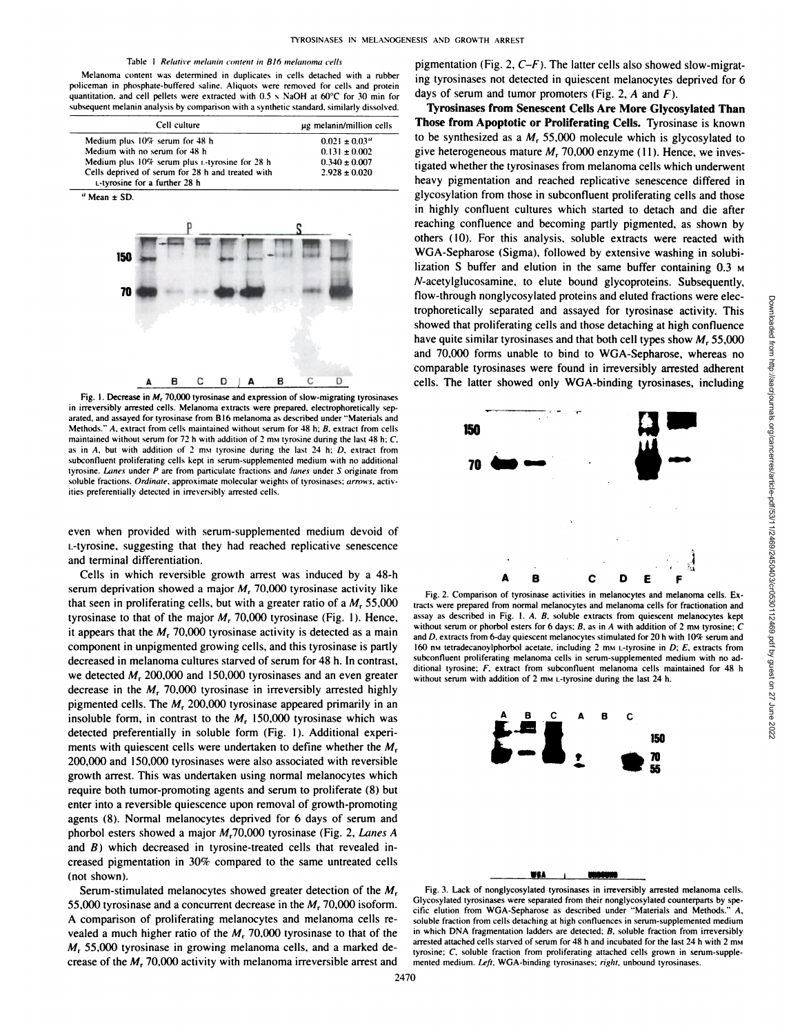Table 1 *Relative melanin content in B16 melanoma cells*

Melanoma content was determined in duplicates in cells detached with a rubber policeman in phosphate-buffered saline. Aliquots were removed for cells and protein quantitation, and cell pellets were extracted with 0.5 N NaOH at 60°C for 30 min for subsequent melanin analysis by comparison with a synthetic standard, similarly dissolved.

| Cell culture | μg melanin/million cells |
|---|---|
| Medium plus 10% serum for 48 h | 0.021 ± 0.03[a] |
| Medium with no serum for 48 h | 0.131 ± 0.002 |
| Medium plus 10% serum plus L-tyrosine for 28 h | 0.340 ± 0.007 |
| Cells deprived of serum for 28 h and treated with L-tyrosine for a further 28 h | 2.928 ± 0.020 |

[a] Mean ± SD.

Fig. 1. Decrease in $M_r$ 70,000 tyrosinase and expression of slow-migrating tyrosinases in irreversibly arrested cells. Melanoma extracts were prepared, electrophoretically separated, and assayed for tyrosinase from B16 melanoma as described under "Materials and Methods." *A*, extract from cells maintained without serum for 48 h; *B*, extract from cells maintained without serum for 72 h with addition of 2 mM tyrosine during the last 48 h; *C*, as in *A*, but with addition of 2 mM tyrosine during the last 24 h; *D*, extract from subconfluent proliferating cells kept in serum-supplemented medium with no additional tyrosine. *Lanes* under *P* are from particulate fractions and *lanes* under *S* originate from soluble fractions. *Ordinate*, approximate molecular weights of tyrosinases; *arrows*, activities preferentially detected in irreversibly arrested cells.

even when provided with serum-supplemented medium devoid of L-tyrosine, suggesting that they had reached replicative senescence and terminal differentiation.

Cells in which reversible growth arrest was induced by a 48-h serum deprivation showed a major $M_r$ 70,000 tyrosinase activity like that seen in proliferating cells, but with a greater ratio of a $M_r$ 55,000 tyrosinase to that of the major $M_r$ 70,000 tyrosinase (Fig. 1). Hence, it appears that the $M_r$ 70,000 tyrosinase activity is detected as a main component in unpigmented growing cells, and this tyrosinase is partly decreased in melanoma cultures starved of serum for 48 h. In contrast, we detected $M_r$ 200,000 and 150,000 tyrosinases and an even greater decrease in the $M_r$ 70,000 tyrosinase in irreversibly arrested highly pigmented cells. The $M_r$ 200,000 tyrosinase appeared primarily in an insoluble form, in contrast to the $M_r$ 150,000 tyrosinase which was detected preferentially in soluble form (Fig. 1). Additional experiments with quiescent cells were undertaken to define whether the $M_r$ 200,000 and 150,000 tyrosinases were also associated with reversible growth arrest. This was undertaken using normal melanocytes which require both tumor-promoting agents and serum to proliferate (8) but enter into a reversible quiescence upon removal of growth-promoting agents (8). Normal melanocytes deprived for 6 days of serum and phorbol esters showed a major $M_r$70,000 tyrosinase (Fig. 2, *Lanes A* and *B*) which decreased in tyrosine-treated cells that revealed increased pigmentation in 30% compared to the same untreated cells (not shown).

Serum-stimulated melanocytes showed greater detection of the $M_r$ 55,000 tyrosinase and a concurrent decrease in the $M_r$ 70,000 isoform. A comparison of proliferating melanocytes and melanoma cells revealed a much higher ratio of the $M_r$ 70,000 tyrosinase to that of the $M_r$ 55,000 tyrosinase in growing melanoma cells, and a marked decrease of the $M_r$ 70,000 activity with melanoma irreversible arrest and pigmentation (Fig. 2, *C–F*). The latter cells also showed slow-migrating tyrosinases not detected in quiescent melanocytes deprived for 6 days of serum and tumor promoters (Fig. 2, *A* and *F*).

**Tyrosinases from Senescent Cells Are More Glycosylated Than Those from Apoptotic or Proliferating Cells.** Tyrosinase is known to be synthesized as a $M_r$ 55,000 molecule which is glycosylated to give heterogeneous mature $M_r$ 70,000 enzyme (11). Hence, we investigated whether the tyrosinases from melanoma cells which underwent heavy pigmentation and reached replicative senescence differed in glycosylation from those in subconfluent proliferating cells and those in highly confluent cultures which started to detach and die after reaching confluence and becoming partly pigmented, as shown by others (10). For this analysis, soluble extracts were reacted with WGA-Sepharose (Sigma), followed by extensive washing in solubilization S buffer and elution in the same buffer containing 0.3 M *N*-acetylglucosamine, to elute bound glycoproteins. Subsequently, flow-through nonglycosylated proteins and eluted fractions were electrophoretically separated and assayed for tyrosinase activity. This showed that proliferating cells and those detaching at high confluence have quite similar tyrosinases and that both cell types show $M_r$ 55,000 and 70,000 forms unable to bind to WGA-Sepharose, whereas no comparable tyrosinases were found in irreversibly arrested adherent cells. The latter showed only WGA-binding tyrosinases, including

Fig. 2. Comparison of tyrosinase activities in melanocytes and melanoma cells. Extracts were prepared from normal melanocytes and melanoma cells for fractionation and assay as described in Fig. 1. *A, B*, soluble extracts from quiescent melanocytes kept without serum or phorbol esters for 6 days; *B*, as in *A* with addition of 2 mM tyrosine; *C* and *D*, extracts from 6-day quiescent melanocytes stimulated for 20 h with 10% serum and 160 nM tetradecanoylphorbol acetate, including 2 mM L-tyrosine in *D*; *E*, extracts from subconfluent proliferating melanoma cells in serum-supplemented medium with no additional tyrosine; *F*, extract from subconfluent melanoma cells maintained for 48 h without serum with addition of 2 mM L-tyrosine during the last 24 h.

Fig. 3. Lack of nonglycosylated tyrosinases in irreversibly arrested melanoma cells. Glycosylated tyrosinases were separated from their nonglycosylated counterparts by specific elution from WGA-Sepharose as described under "Materials and Methods." *A*, soluble fraction from cells detaching at high confluences in serum-supplemented medium in which DNA fragmentation ladders are detected; *B*, soluble fraction from irreversibly arrested attached cells starved of serum for 48 h and incubated for the last 24 h with 2 mM tyrosine; *C*, soluble fraction from proliferating attached cells grown in serum-supplemented medium. *Left*, WGA-binding tyrosinases; *right*, unbound tyrosinases.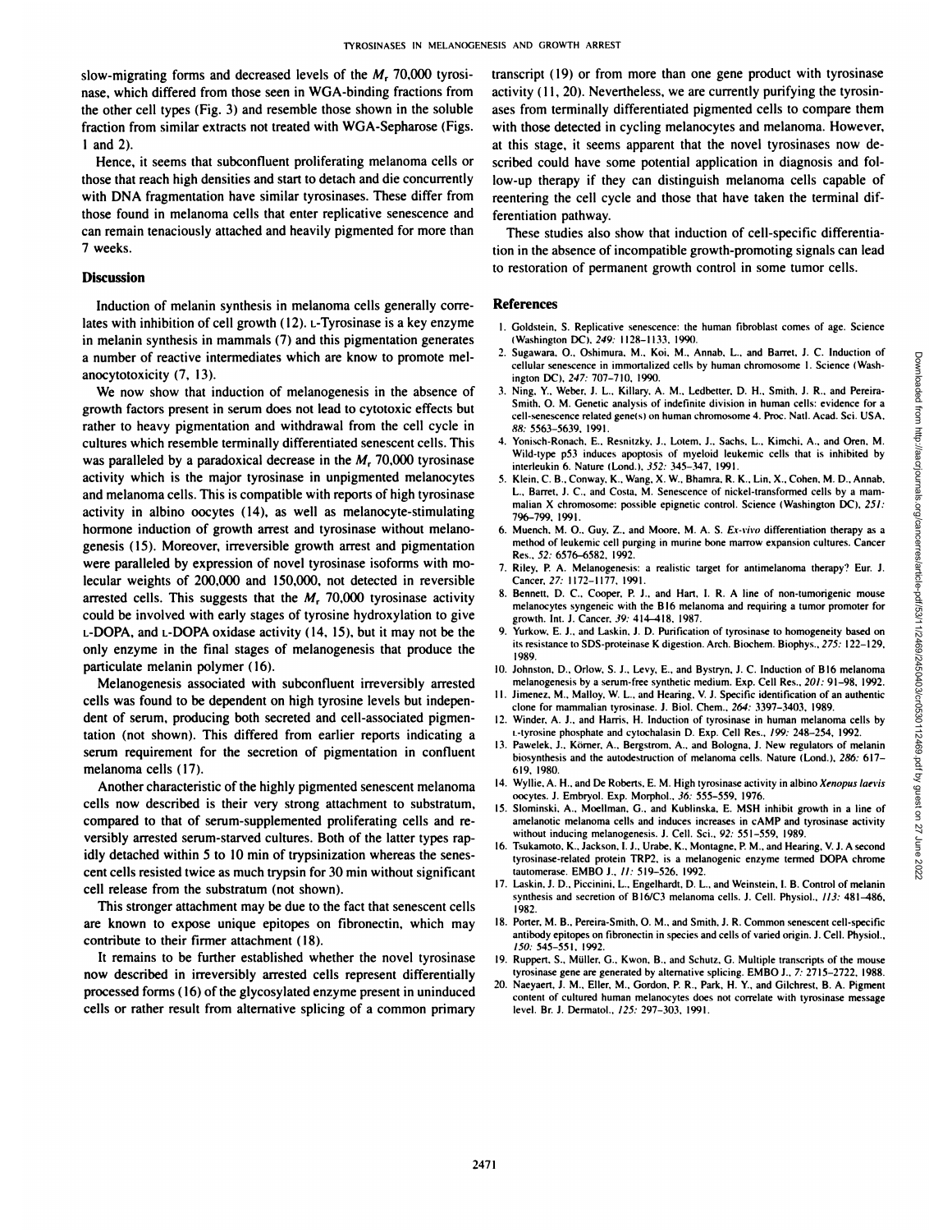slow-migrating forms and decreased levels of the $M_r$ 70,000 tyrosinase, which differed from those seen in WGA-binding fractions from the other cell types (Fig. 3) and resemble those shown in the soluble fraction from similar extracts not treated with WGA-Sepharose (Figs. 1 and 2).

Hence, it seems that subconfluent proliferating melanoma cells or those that reach high densities and start to detach and die concurrently with DNA fragmentation have similar tyrosinases. These differ from those found in melanoma cells that enter replicative senescence and can remain tenaciously attached and heavily pigmented for more than 7 weeks.

## Discussion

Induction of melanin synthesis in melanoma cells generally correlates with inhibition of cell growth (12). L-Tyrosinase is a key enzyme in melanin synthesis in mammals (7) and this pigmentation generates a number of reactive intermediates which are know to promote melanocytotoxicity (7, 13).

We now show that induction of melanogenesis in the absence of growth factors present in serum does not lead to cytotoxic effects but rather to heavy pigmentation and withdrawal from the cell cycle in cultures which resemble terminally differentiated senescent cells. This was paralleled by a paradoxical decrease in the $M_r$ 70,000 tyrosinase activity which is the major tyrosinase in unpigmented melanocytes and melanoma cells. This is compatible with reports of high tyrosinase activity in albino oocytes (14), as well as melanocyte-stimulating hormone induction of growth arrest and tyrosinase without melanogenesis (15). Moreover, irreversible growth arrest and pigmentation were paralleled by expression of novel tyrosinase isoforms with molecular weights of 200,000 and 150,000, not detected in reversible arrested cells. This suggests that the $M_r$ 70,000 tyrosinase activity could be involved with early stages of tyrosine hydroxylation to give L-DOPA, and L-DOPA oxidase activity (14, 15), but it may not be the only enzyme in the final stages of melanogenesis that produce the particulate melanin polymer (16).

Melanogenesis associated with subconfluent irreversibly arrested cells was found to be dependent on high tyrosine levels but independent of serum, producing both secreted and cell-associated pigmentation (not shown). This differed from earlier reports indicating a serum requirement for the secretion of pigmentation in confluent melanoma cells (17).

Another characteristic of the highly pigmented senescent melanoma cells now described is their very strong attachment to substratum, compared to that of serum-supplemented proliferating cells and reversibly arrested serum-starved cultures. Both of the latter types rapidly detached within 5 to 10 min of trypsinization whereas the senescent cells resisted twice as much trypsin for 30 min without significant cell release from the substratum (not shown).

This stronger attachment may be due to the fact that senescent cells are known to expose unique epitopes on fibronectin, which may contribute to their firmer attachment (18).

It remains to be further established whether the novel tyrosinase now described in irreversibly arrested cells represent differentially processed forms (16) of the glycosylated enzyme present in uninduced cells or rather result from alternative splicing of a common primary transcript (19) or from more than one gene product with tyrosinase activity (11, 20). Nevertheless, we are currently purifying the tyrosinases from terminally differentiated pigmented cells to compare them with those detected in cycling melanocytes and melanoma. However, at this stage, it seems apparent that the novel tyrosinases now described could have some potential application in diagnosis and follow-up therapy if they can distinguish melanoma cells capable of reentering the cell cycle and those that have taken the terminal differentiation pathway.

These studies also show that induction of cell-specific differentiation in the absence of incompatible growth-promoting signals can lead to restoration of permanent growth control in some tumor cells.

## References

1. Goldstein, S. Replicative senescence: the human fibroblast comes of age. Science (Washington DC), *249:* 1128–1133, 1990.
2. Sugawara, O., Oshimura, M., Koi, M., Annab, L., and Barret, J. C. Induction of cellular senescence in immortalized cells by human chromosome 1. Science (Washington DC), *247:* 707–710, 1990.
3. Ning, Y., Weber, J. L., Killary, A. M., Ledbetter, D. H., Smith, J. R., and Pereira-Smith, O. M. Genetic analysis of indefinite division in human cells: evidence for a cell-senescence related gene(s) on human chromosome 4. Proc. Natl. Acad. Sci. USA, *88:* 5563–5639, 1991.
4. Yonisch-Ronach, E., Resnitzky, J., Lotem, J., Sachs, L., Kimchi, A., and Oren, M. Wild-type p53 induces apoptosis of myeloid leukemic cells that is inhibited by interleukin 6. Nature (Lond.), *352:* 345–347, 1991.
5. Klein, C. B., Conway, K., Wang, X. W., Bhamra, R. K., Lin, X., Cohen, M. D., Annab, L., Barret, J. C., and Costa, M. Senescence of nickel-transformed cells by a mammalian X chromosome: possible epigenetic control. Science (Washington DC), *251:* 796–799, 1991.
6. Muench, M. O., Guy, Z., and Moore, M. A. S. *Ex-vivo* differentiation therapy as a method of leukemic cell purging in murine bone marrow expansion cultures. Cancer Res., *52:* 6576–6582, 1992.
7. Riley, P. A. Melanogenesis: a realistic target for antimelanoma therapy? Eur. J. Cancer, *27:* 1172–1177, 1991.
8. Bennett, D. C., Cooper, P. J., and Hart, I. R. A line of non-tumorigenic mouse melanocytes syngeneic with the B16 melanoma and requiring a tumor promoter for growth. Int. J. Cancer, *39:* 414–418, 1987.
9. Yurkow, E. J., and Laskin, J. D. Purification of tyrosinase to homogeneity based on its resistance to SDS-proteinase K digestion. Arch. Biochem. Biophys., *275:* 122–129, 1989.
10. Johnston, D., Orlow, S. J., Levy, E., and Bystryn, J. C. Induction of B16 melanoma melanogenesis by a serum-free synthetic medium. Exp. Cell Res., *201:* 91–98, 1992.
11. Jimenez, M., Malloy, W. L., and Hearing, V. J. Specific identification of an authentic clone for mammalian tyrosinase. J. Biol. Chem., *264:* 3397–3403, 1989.
12. Winder, A. J., and Harris, H. Induction of tyrosinase in human melanoma cells by L-tyrosine phosphate and cytochalasin D. Exp. Cell Res., *199:* 248–254, 1992.
13. Pawelek, J., Körner, A., Bergstrom, A., and Bologna, J. New regulators of melanin biosynthesis and the autodestruction of melanoma cells. Nature (Lond.), *286:* 617–619, 1980.
14. Wyllie, A. H., and De Roberts, E. M. High tyrosinase activity in albino *Xenopus laevis* oocytes. J. Embryol. Exp. Morphol., *36:* 555–559, 1976.
15. Slominski, A., Moellman, G., and Kublinska, E. MSH inhibit growth in a line of amelanotic melanoma cells and induces increases in cAMP and tyrosinase activity without inducing melanogenesis. J. Cell. Sci., *92:* 551–559, 1989.
16. Tsukamoto, K., Jackson, I. J., Urabe, K., Montagne, P. M., and Hearing, V. J. A second tyrosinase-related protein TRP2, is a melanogenic enzyme termed DOPA chrome tautomerase. EMBO J., *11:* 519–526, 1992.
17. Laskin, J. D., Piccinini, L., Engelhardt, D. L., and Weinstein, I. B. Control of melanin synthesis and secretion of B16/C3 melanoma cells. J. Cell. Physiol., *113:* 481–486, 1982.
18. Porter, M. B., Pereira-Smith, O. M., and Smith, J. R. Common senescent cell-specific antibody epitopes on fibronectin in species and cells of varied origin. J. Cell. Physiol., *150:* 545–551, 1992.
19. Ruppert, S., Müller, G., Kwon, B., and Schutz, G. Multiple transcripts of the mouse tyrosinase gene are generated by alternative splicing. EMBO J., *7:* 2715–2722, 1988.
20. Naeyaert, J. M., Eller, M., Gordon, P. R., Park, H. Y., and Gilchrest, B. A. Pigment content of cultured human melanocytes does not correlate with tyrosinase message level. Br. J. Dermatol., *125:* 297–303, 1991.